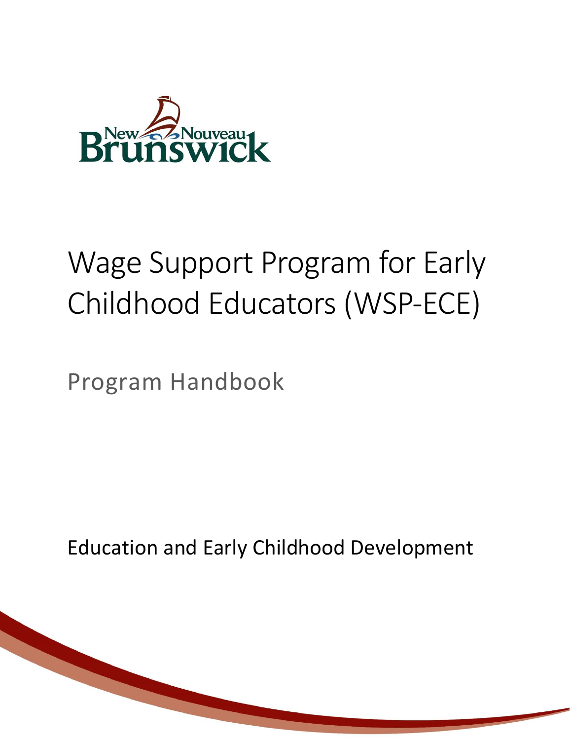# Wage Support Program for Early Childhood Educators (WSP-ECE)

## Program Handbook

Education and Early Childhood Development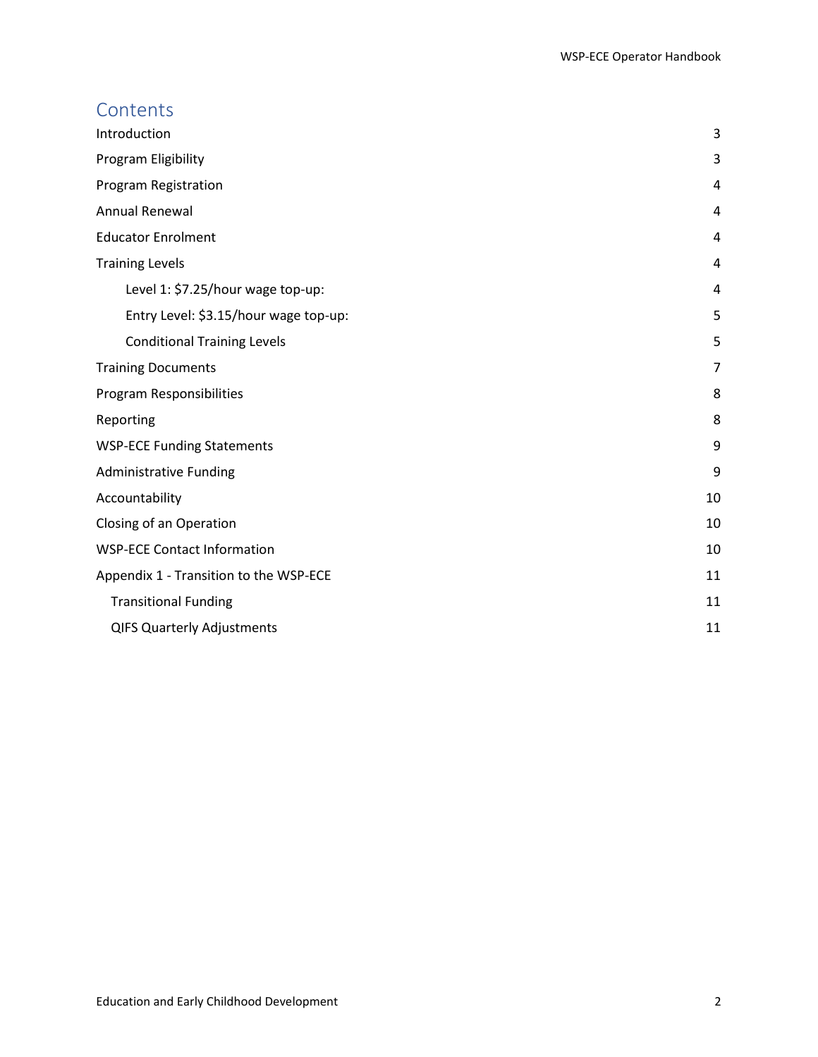# Contents

| | |
|---|---|
| Introduction | 3 |
| Program Eligibility | 3 |
| Program Registration | 4 |
| Annual Renewal | 4 |
| Educator Enrolment | 4 |
| Training Levels | 4 |
| Level 1: $7.25/hour wage top-up: | 4 |
| Entry Level: $3.15/hour wage top-up: | 5 |
| Conditional Training Levels | 5 |
| Training Documents | 7 |
| Program Responsibilities | 8 |
| Reporting | 8 |
| WSP-ECE Funding Statements | 9 |
| Administrative Funding | 9 |
| Accountability | 10 |
| Closing of an Operation | 10 |
| WSP-ECE Contact Information | 10 |
| Appendix 1 - Transition to the WSP-ECE | 11 |
| Transitional Funding | 11 |
| QIFS Quarterly Adjustments | 11 |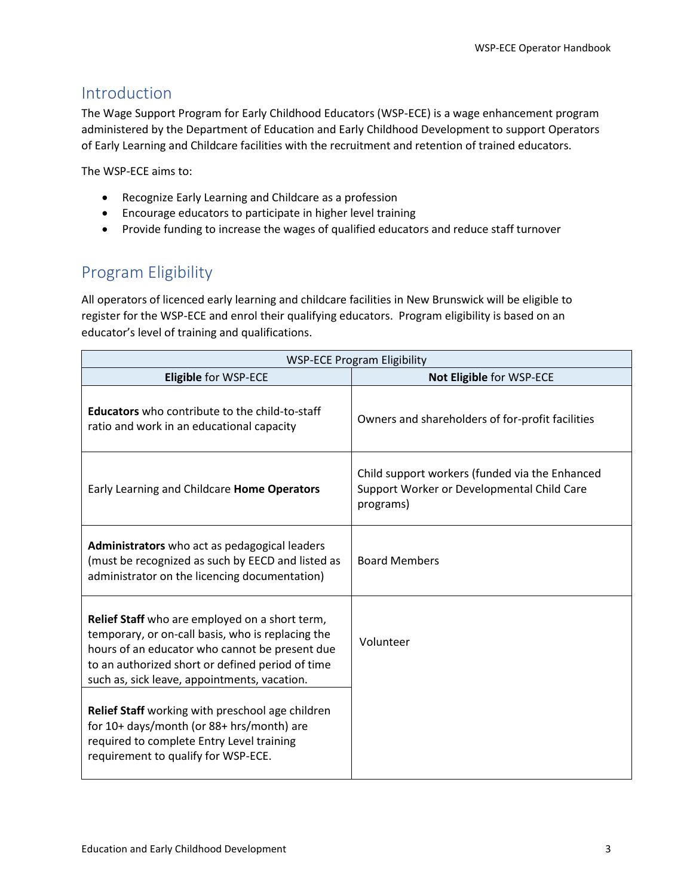## Introduction

The Wage Support Program for Early Childhood Educators (WSP-ECE) is a wage enhancement program administered by the Department of Education and Early Childhood Development to support Operators of Early Learning and Childcare facilities with the recruitment and retention of trained educators.

The WSP-ECE aims to:

- Recognize Early Learning and Childcare as a profession
- Encourage educators to participate in higher level training
- Provide funding to increase the wages of qualified educators and reduce staff turnover

## Program Eligibility

All operators of licenced early learning and childcare facilities in New Brunswick will be eligible to register for the WSP-ECE and enrol their qualifying educators. Program eligibility is based on an educator's level of training and qualifications.

| WSP-ECE Program Eligibility | |
|---|---|
| **Eligible** for WSP-ECE | **Not Eligible** for WSP-ECE |
| **Educators** who contribute to the child-to-staff ratio and work in an educational capacity | Owners and shareholders of for-profit facilities |
| Early Learning and Childcare **Home Operators** | Child support workers (funded via the Enhanced Support Worker or Developmental Child Care programs) |
| **Administrators** who act as pedagogical leaders (must be recognized as such by EECD and listed as administrator on the licencing documentation) | Board Members |
| **Relief Staff** who are employed on a short term, temporary, or on-call basis, who is replacing the hours of an educator who cannot be present due to an authorized short or defined period of time such as, sick leave, appointments, vacation. | Volunteer |
| **Relief Staff** working with preschool age children for 10+ days/month (or 88+ hrs/month) are required to complete Entry Level training requirement to qualify for WSP-ECE. | |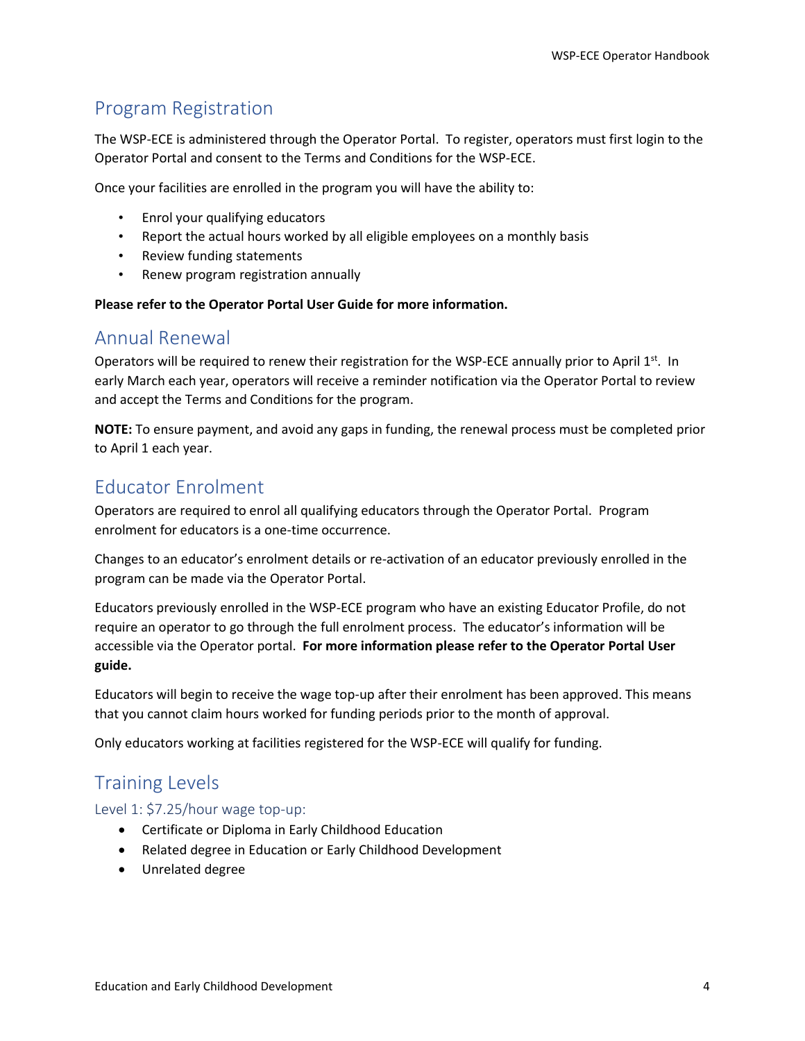## Program Registration

The WSP-ECE is administered through the Operator Portal. To register, operators must first login to the Operator Portal and consent to the Terms and Conditions for the WSP-ECE.

Once your facilities are enrolled in the program you will have the ability to:

- Enrol your qualifying educators
- Report the actual hours worked by all eligible employees on a monthly basis
- Review funding statements
- Renew program registration annually

**Please refer to the Operator Portal User Guide for more information.**

## Annual Renewal

Operators will be required to renew their registration for the WSP-ECE annually prior to April 1st. In early March each year, operators will receive a reminder notification via the Operator Portal to review and accept the Terms and Conditions for the program.

**NOTE:** To ensure payment, and avoid any gaps in funding, the renewal process must be completed prior to April 1 each year.

## Educator Enrolment

Operators are required to enrol all qualifying educators through the Operator Portal. Program enrolment for educators is a one-time occurrence.

Changes to an educator's enrolment details or re-activation of an educator previously enrolled in the program can be made via the Operator Portal.

Educators previously enrolled in the WSP-ECE program who have an existing Educator Profile, do not require an operator to go through the full enrolment process. The educator's information will be accessible via the Operator portal. **For more information please refer to the Operator Portal User guide.**

Educators will begin to receive the wage top-up after their enrolment has been approved. This means that you cannot claim hours worked for funding periods prior to the month of approval.

Only educators working at facilities registered for the WSP-ECE will qualify for funding.

## Training Levels

### Level 1: $7.25/hour wage top-up:

- Certificate or Diploma in Early Childhood Education
- Related degree in Education or Early Childhood Development
- Unrelated degree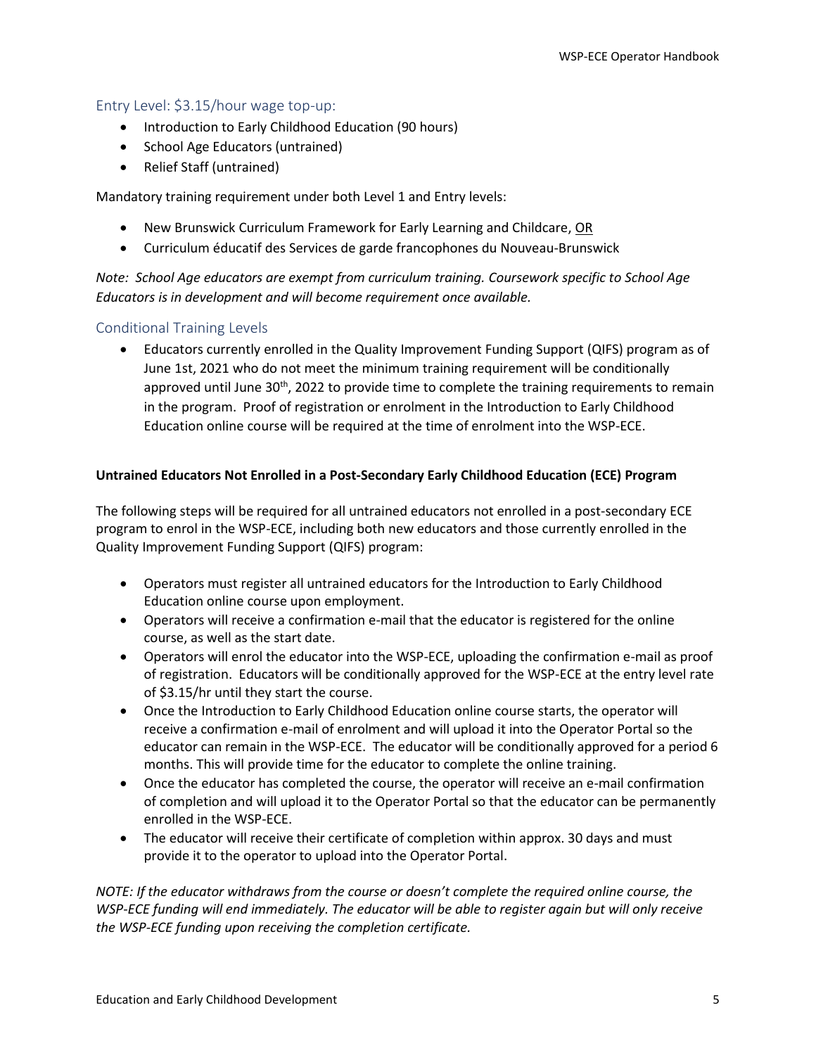## Entry Level: $3.15/hour wage top-up:

- Introduction to Early Childhood Education (90 hours)
- School Age Educators (untrained)
- Relief Staff (untrained)

Mandatory training requirement under both Level 1 and Entry levels:

- New Brunswick Curriculum Framework for Early Learning and Childcare, <u>OR</u>
- Curriculum éducatif des Services de garde francophones du Nouveau-Brunswick

*Note: School Age educators are exempt from curriculum training. Coursework specific to School Age Educators is in development and will become requirement once available.*

## Conditional Training Levels

- Educators currently enrolled in the Quality Improvement Funding Support (QIFS) program as of June 1st, 2021 who do not meet the minimum training requirement will be conditionally approved until June 30th, 2022 to provide time to complete the training requirements to remain in the program. Proof of registration or enrolment in the Introduction to Early Childhood Education online course will be required at the time of enrolment into the WSP-ECE.

**Untrained Educators Not Enrolled in a Post-Secondary Early Childhood Education (ECE) Program**

The following steps will be required for all untrained educators not enrolled in a post-secondary ECE program to enrol in the WSP-ECE, including both new educators and those currently enrolled in the Quality Improvement Funding Support (QIFS) program:

- Operators must register all untrained educators for the Introduction to Early Childhood Education online course upon employment.
- Operators will receive a confirmation e-mail that the educator is registered for the online course, as well as the start date.
- Operators will enrol the educator into the WSP-ECE, uploading the confirmation e-mail as proof of registration. Educators will be conditionally approved for the WSP-ECE at the entry level rate of $3.15/hr until they start the course.
- Once the Introduction to Early Childhood Education online course starts, the operator will receive a confirmation e-mail of enrolment and will upload it into the Operator Portal so the educator can remain in the WSP-ECE. The educator will be conditionally approved for a period 6 months. This will provide time for the educator to complete the online training.
- Once the educator has completed the course, the operator will receive an e-mail confirmation of completion and will upload it to the Operator Portal so that the educator can be permanently enrolled in the WSP-ECE.
- The educator will receive their certificate of completion within approx. 30 days and must provide it to the operator to upload into the Operator Portal.

*NOTE: If the educator withdraws from the course or doesn't complete the required online course, the WSP-ECE funding will end immediately. The educator will be able to register again but will only receive the WSP-ECE funding upon receiving the completion certificate.*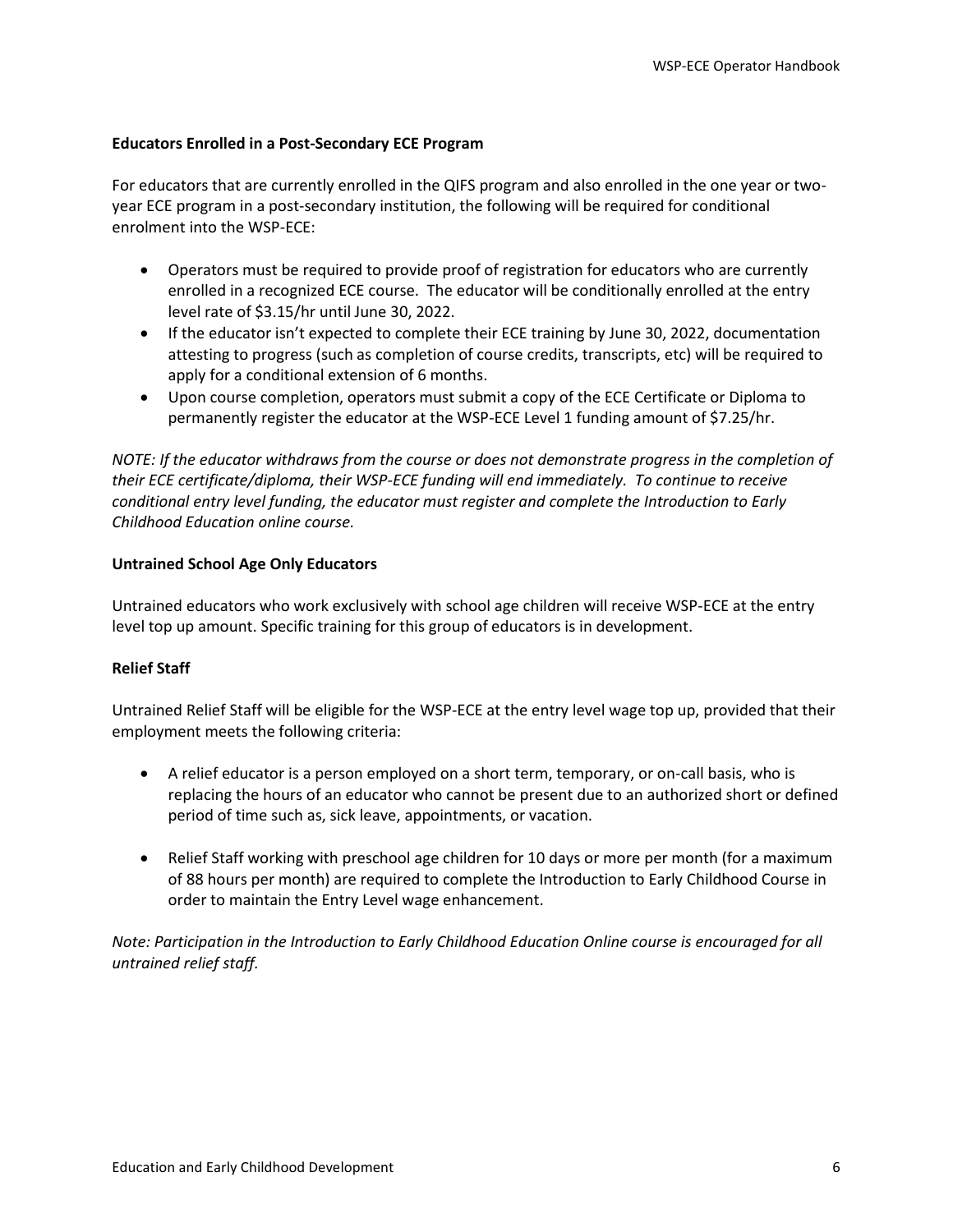**Educators Enrolled in a Post-Secondary ECE Program**

For educators that are currently enrolled in the QIFS program and also enrolled in the one year or two-year ECE program in a post-secondary institution, the following will be required for conditional enrolment into the WSP-ECE:

- Operators must be required to provide proof of registration for educators who are currently enrolled in a recognized ECE course. The educator will be conditionally enrolled at the entry level rate of $3.15/hr until June 30, 2022.
- If the educator isn't expected to complete their ECE training by June 30, 2022, documentation attesting to progress (such as completion of course credits, transcripts, etc) will be required to apply for a conditional extension of 6 months.
- Upon course completion, operators must submit a copy of the ECE Certificate or Diploma to permanently register the educator at the WSP-ECE Level 1 funding amount of $7.25/hr.

*NOTE: If the educator withdraws from the course or does not demonstrate progress in the completion of their ECE certificate/diploma, their WSP-ECE funding will end immediately. To continue to receive conditional entry level funding, the educator must register and complete the Introduction to Early Childhood Education online course.*

**Untrained School Age Only Educators**

Untrained educators who work exclusively with school age children will receive WSP-ECE at the entry level top up amount. Specific training for this group of educators is in development.

**Relief Staff**

Untrained Relief Staff will be eligible for the WSP-ECE at the entry level wage top up, provided that their employment meets the following criteria:

- A relief educator is a person employed on a short term, temporary, or on-call basis, who is replacing the hours of an educator who cannot be present due to an authorized short or defined period of time such as, sick leave, appointments, or vacation.
- Relief Staff working with preschool age children for 10 days or more per month (for a maximum of 88 hours per month) are required to complete the Introduction to Early Childhood Course in order to maintain the Entry Level wage enhancement.

*Note: Participation in the Introduction to Early Childhood Education Online course is encouraged for all untrained relief staff.*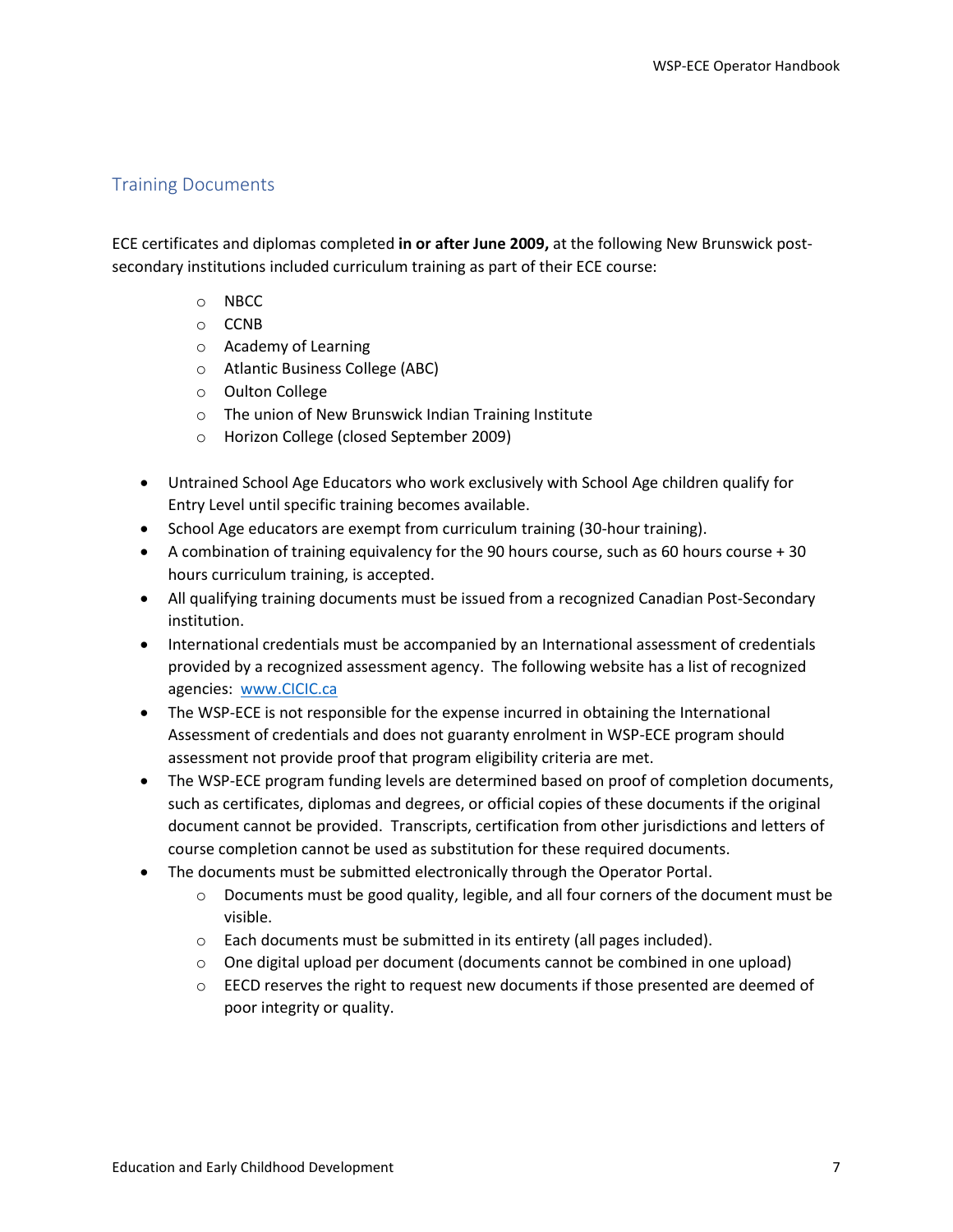## Training Documents

ECE certificates and diplomas completed **in or after June 2009,** at the following New Brunswick post-secondary institutions included curriculum training as part of their ECE course:

- NBCC
- CCNB
- Academy of Learning
- Atlantic Business College (ABC)
- Oulton College
- The union of New Brunswick Indian Training Institute
- Horizon College (closed September 2009)

- Untrained School Age Educators who work exclusively with School Age children qualify for Entry Level until specific training becomes available.
- School Age educators are exempt from curriculum training (30-hour training).
- A combination of training equivalency for the 90 hours course, such as 60 hours course + 30 hours curriculum training, is accepted.
- All qualifying training documents must be issued from a recognized Canadian Post-Secondary institution.
- International credentials must be accompanied by an International assessment of credentials provided by a recognized assessment agency. The following website has a list of recognized agencies: [www.CICIC.ca](http://www.CICIC.ca)
- The WSP-ECE is not responsible for the expense incurred in obtaining the International Assessment of credentials and does not guaranty enrolment in WSP-ECE program should assessment not provide proof that program eligibility criteria are met.
- The WSP-ECE program funding levels are determined based on proof of completion documents, such as certificates, diplomas and degrees, or official copies of these documents if the original document cannot be provided. Transcripts, certification from other jurisdictions and letters of course completion cannot be used as substitution for these required documents.
- The documents must be submitted electronically through the Operator Portal.
  - Documents must be good quality, legible, and all four corners of the document must be visible.
  - Each documents must be submitted in its entirety (all pages included).
  - One digital upload per document (documents cannot be combined in one upload)
  - EECD reserves the right to request new documents if those presented are deemed of poor integrity or quality.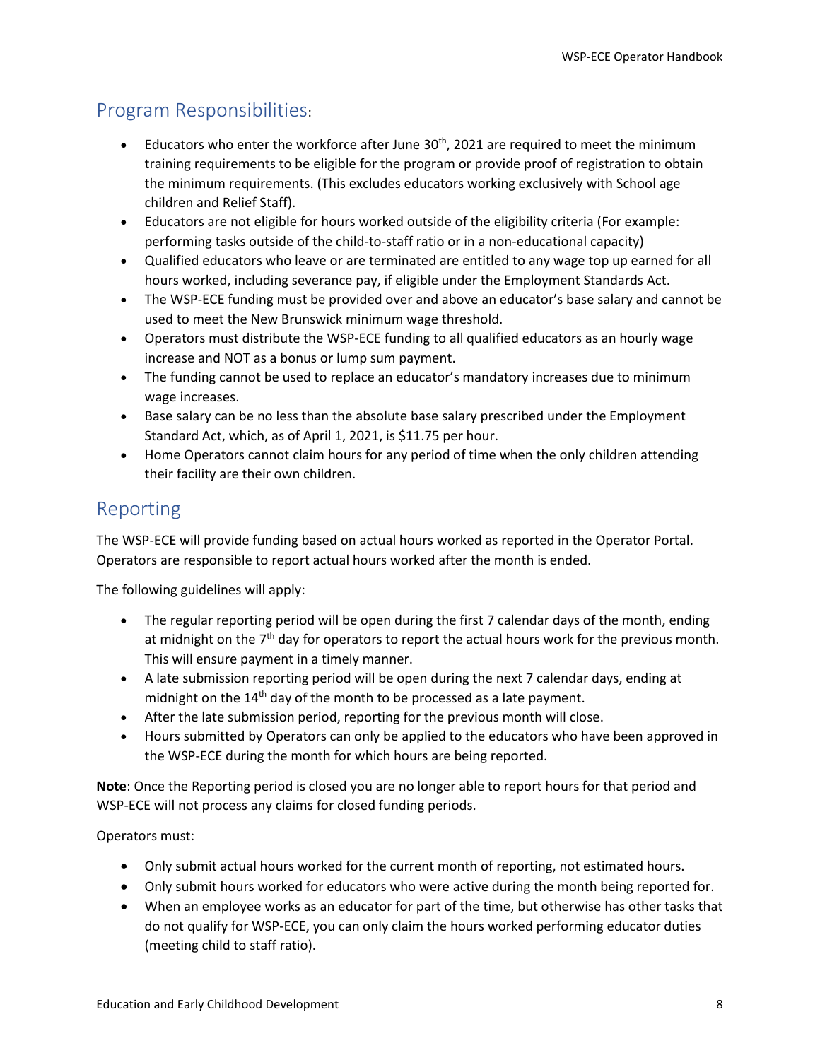## Program Responsibilities:

- Educators who enter the workforce after June 30th, 2021 are required to meet the minimum training requirements to be eligible for the program or provide proof of registration to obtain the minimum requirements. (This excludes educators working exclusively with School age children and Relief Staff).
- Educators are not eligible for hours worked outside of the eligibility criteria (For example: performing tasks outside of the child-to-staff ratio or in a non-educational capacity)
- Qualified educators who leave or are terminated are entitled to any wage top up earned for all hours worked, including severance pay, if eligible under the Employment Standards Act.
- The WSP-ECE funding must be provided over and above an educator's base salary and cannot be used to meet the New Brunswick minimum wage threshold.
- Operators must distribute the WSP-ECE funding to all qualified educators as an hourly wage increase and NOT as a bonus or lump sum payment.
- The funding cannot be used to replace an educator's mandatory increases due to minimum wage increases.
- Base salary can be no less than the absolute base salary prescribed under the Employment Standard Act, which, as of April 1, 2021, is $11.75 per hour.
- Home Operators cannot claim hours for any period of time when the only children attending their facility are their own children.

## Reporting

The WSP-ECE will provide funding based on actual hours worked as reported in the Operator Portal. Operators are responsible to report actual hours worked after the month is ended.

The following guidelines will apply:

- The regular reporting period will be open during the first 7 calendar days of the month, ending at midnight on the 7th day for operators to report the actual hours work for the previous month. This will ensure payment in a timely manner.
- A late submission reporting period will be open during the next 7 calendar days, ending at midnight on the 14th day of the month to be processed as a late payment.
- After the late submission period, reporting for the previous month will close.
- Hours submitted by Operators can only be applied to the educators who have been approved in the WSP-ECE during the month for which hours are being reported.

**Note**: Once the Reporting period is closed you are no longer able to report hours for that period and WSP-ECE will not process any claims for closed funding periods.

Operators must:

- Only submit actual hours worked for the current month of reporting, not estimated hours.
- Only submit hours worked for educators who were active during the month being reported for.
- When an employee works as an educator for part of the time, but otherwise has other tasks that do not qualify for WSP-ECE, you can only claim the hours worked performing educator duties (meeting child to staff ratio).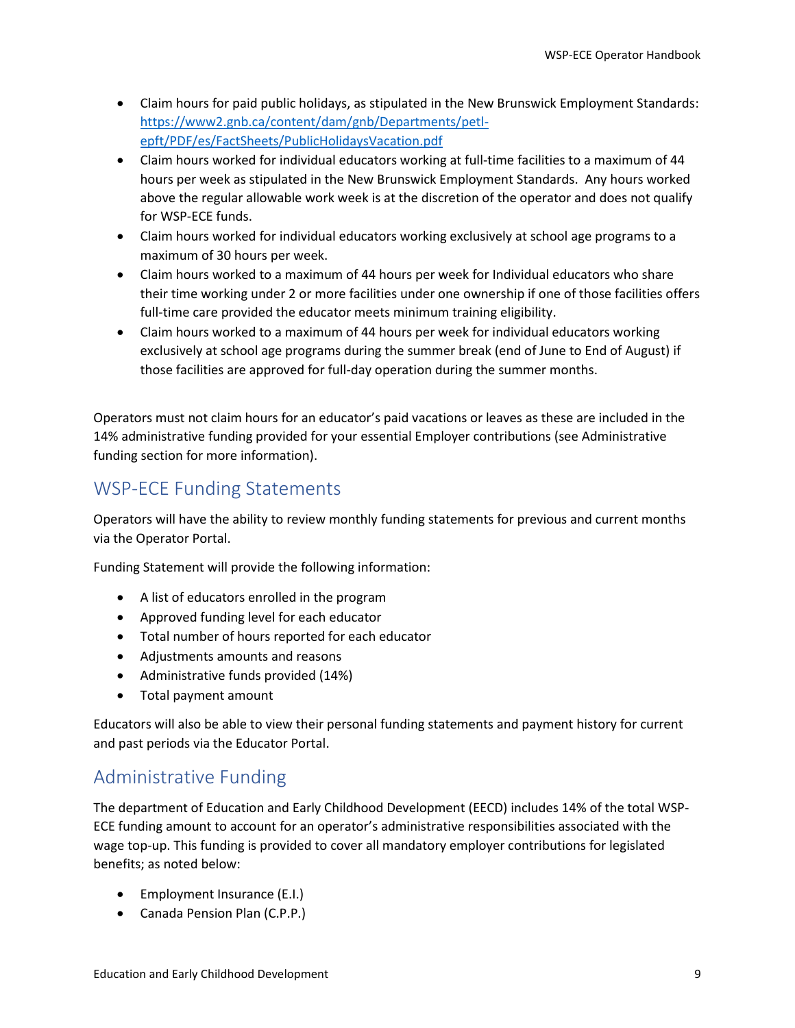- Claim hours for paid public holidays, as stipulated in the New Brunswick Employment Standards: https://www2.gnb.ca/content/dam/gnb/Departments/petl-epft/PDF/es/FactSheets/PublicHolidaysVacation.pdf
- Claim hours worked for individual educators working at full-time facilities to a maximum of 44 hours per week as stipulated in the New Brunswick Employment Standards. Any hours worked above the regular allowable work week is at the discretion of the operator and does not qualify for WSP-ECE funds.
- Claim hours worked for individual educators working exclusively at school age programs to a maximum of 30 hours per week.
- Claim hours worked to a maximum of 44 hours per week for Individual educators who share their time working under 2 or more facilities under one ownership if one of those facilities offers full-time care provided the educator meets minimum training eligibility.
- Claim hours worked to a maximum of 44 hours per week for individual educators working exclusively at school age programs during the summer break (end of June to End of August) if those facilities are approved for full-day operation during the summer months.

Operators must not claim hours for an educator's paid vacations or leaves as these are included in the 14% administrative funding provided for your essential Employer contributions (see Administrative funding section for more information).

## WSP-ECE Funding Statements

Operators will have the ability to review monthly funding statements for previous and current months via the Operator Portal.

Funding Statement will provide the following information:

- A list of educators enrolled in the program
- Approved funding level for each educator
- Total number of hours reported for each educator
- Adjustments amounts and reasons
- Administrative funds provided (14%)
- Total payment amount

Educators will also be able to view their personal funding statements and payment history for current and past periods via the Educator Portal.

## Administrative Funding

The department of Education and Early Childhood Development (EECD) includes 14% of the total WSP-ECE funding amount to account for an operator's administrative responsibilities associated with the wage top-up. This funding is provided to cover all mandatory employer contributions for legislated benefits; as noted below:

- Employment Insurance (E.I.)
- Canada Pension Plan (C.P.P.)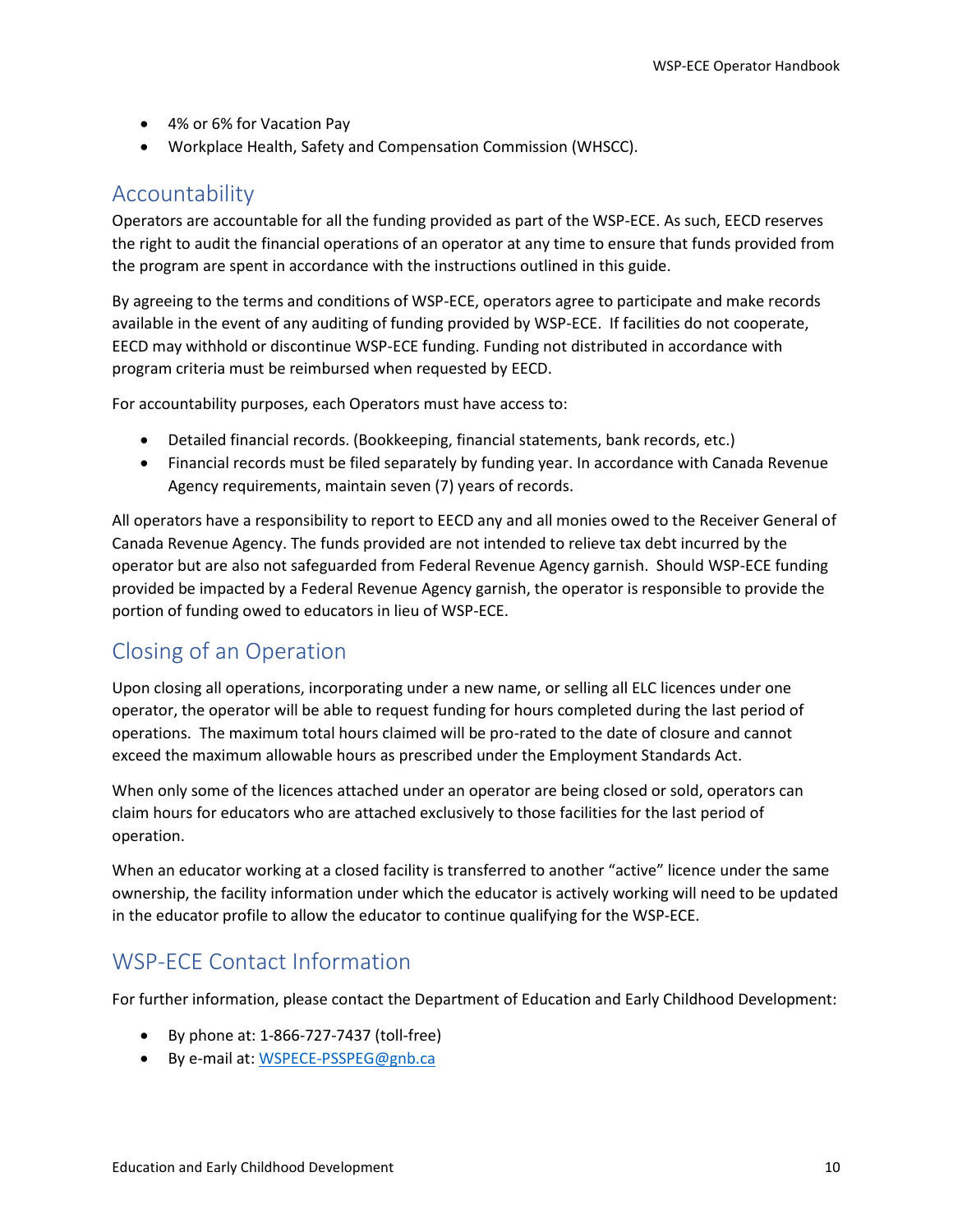- 4% or 6% for Vacation Pay
- Workplace Health, Safety and Compensation Commission (WHSCC).

## Accountability

Operators are accountable for all the funding provided as part of the WSP-ECE. As such, EECD reserves the right to audit the financial operations of an operator at any time to ensure that funds provided from the program are spent in accordance with the instructions outlined in this guide.

By agreeing to the terms and conditions of WSP-ECE, operators agree to participate and make records available in the event of any auditing of funding provided by WSP-ECE. If facilities do not cooperate, EECD may withhold or discontinue WSP-ECE funding. Funding not distributed in accordance with program criteria must be reimbursed when requested by EECD.

For accountability purposes, each Operators must have access to:

- Detailed financial records. (Bookkeeping, financial statements, bank records, etc.)
- Financial records must be filed separately by funding year. In accordance with Canada Revenue Agency requirements, maintain seven (7) years of records.

All operators have a responsibility to report to EECD any and all monies owed to the Receiver General of Canada Revenue Agency. The funds provided are not intended to relieve tax debt incurred by the operator but are also not safeguarded from Federal Revenue Agency garnish. Should WSP-ECE funding provided be impacted by a Federal Revenue Agency garnish, the operator is responsible to provide the portion of funding owed to educators in lieu of WSP-ECE.

## Closing of an Operation

Upon closing all operations, incorporating under a new name, or selling all ELC licences under one operator, the operator will be able to request funding for hours completed during the last period of operations. The maximum total hours claimed will be pro-rated to the date of closure and cannot exceed the maximum allowable hours as prescribed under the Employment Standards Act.

When only some of the licences attached under an operator are being closed or sold, operators can claim hours for educators who are attached exclusively to those facilities for the last period of operation.

When an educator working at a closed facility is transferred to another “active” licence under the same ownership, the facility information under which the educator is actively working will need to be updated in the educator profile to allow the educator to continue qualifying for the WSP-ECE.

## WSP-ECE Contact Information

For further information, please contact the Department of Education and Early Childhood Development:

- By phone at: 1-866-727-7437 (toll-free)
- By e-mail at: WSPECE-PSSPEG@gnb.ca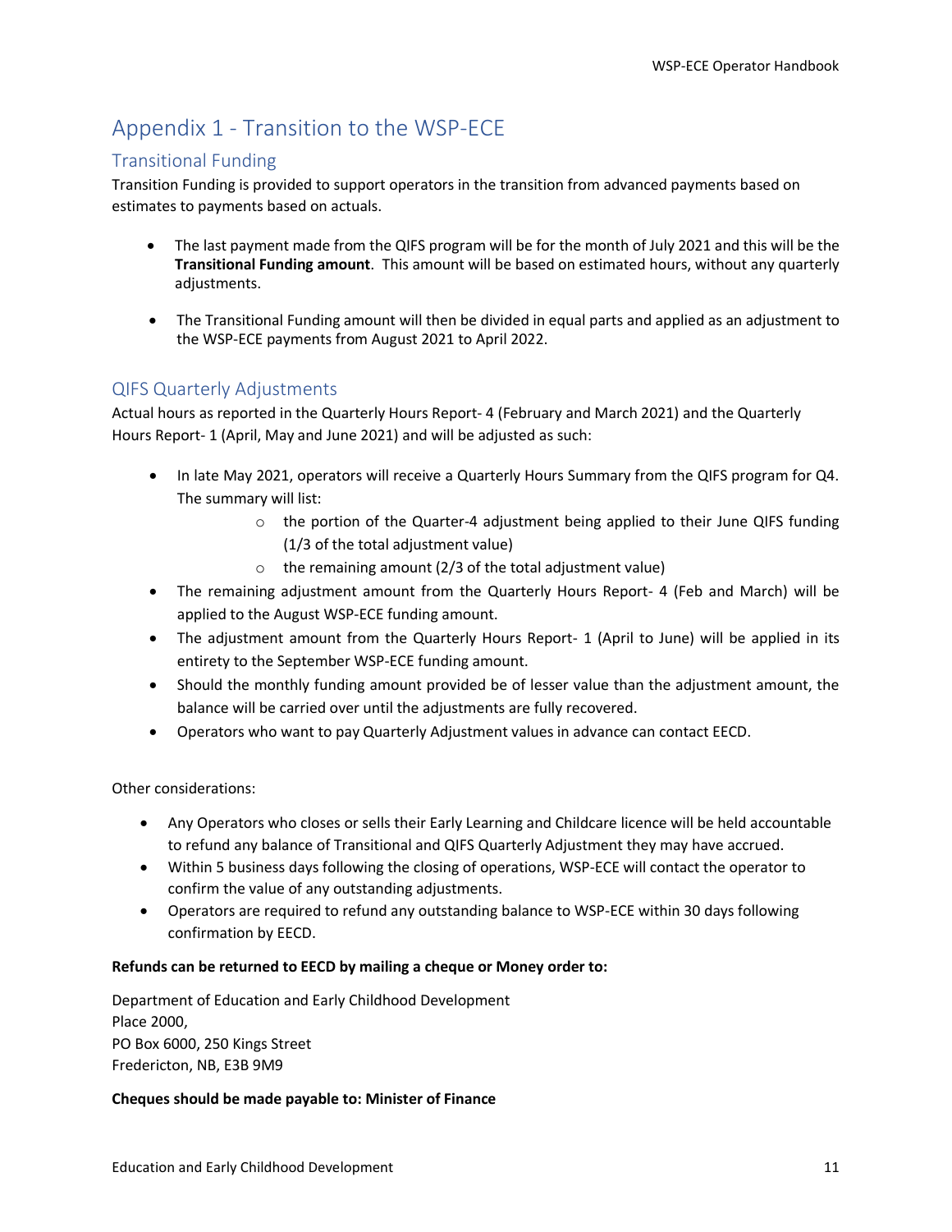# Appendix 1 - Transition to the WSP-ECE

## Transitional Funding

Transition Funding is provided to support operators in the transition from advanced payments based on estimates to payments based on actuals.

- The last payment made from the QIFS program will be for the month of July 2021 and this will be the **Transitional Funding amount**. This amount will be based on estimated hours, without any quarterly adjustments.
- The Transitional Funding amount will then be divided in equal parts and applied as an adjustment to the WSP-ECE payments from August 2021 to April 2022.

## QIFS Quarterly Adjustments

Actual hours as reported in the Quarterly Hours Report- 4 (February and March 2021) and the Quarterly Hours Report- 1 (April, May and June 2021) and will be adjusted as such:

- In late May 2021, operators will receive a Quarterly Hours Summary from the QIFS program for Q4. The summary will list:
  - the portion of the Quarter-4 adjustment being applied to their June QIFS funding (1/3 of the total adjustment value)
  - the remaining amount (2/3 of the total adjustment value)
- The remaining adjustment amount from the Quarterly Hours Report- 4 (Feb and March) will be applied to the August WSP-ECE funding amount.
- The adjustment amount from the Quarterly Hours Report- 1 (April to June) will be applied in its entirety to the September WSP-ECE funding amount.
- Should the monthly funding amount provided be of lesser value than the adjustment amount, the balance will be carried over until the adjustments are fully recovered.
- Operators who want to pay Quarterly Adjustment values in advance can contact EECD.

Other considerations:

- Any Operators who closes or sells their Early Learning and Childcare licence will be held accountable to refund any balance of Transitional and QIFS Quarterly Adjustment they may have accrued.
- Within 5 business days following the closing of operations, WSP-ECE will contact the operator to confirm the value of any outstanding adjustments.
- Operators are required to refund any outstanding balance to WSP-ECE within 30 days following confirmation by EECD.

**Refunds can be returned to EECD by mailing a cheque or Money order to:**

Department of Education and Early Childhood Development
Place 2000,
PO Box 6000, 250 Kings Street
Fredericton, NB, E3B 9M9

**Cheques should be made payable to: Minister of Finance**